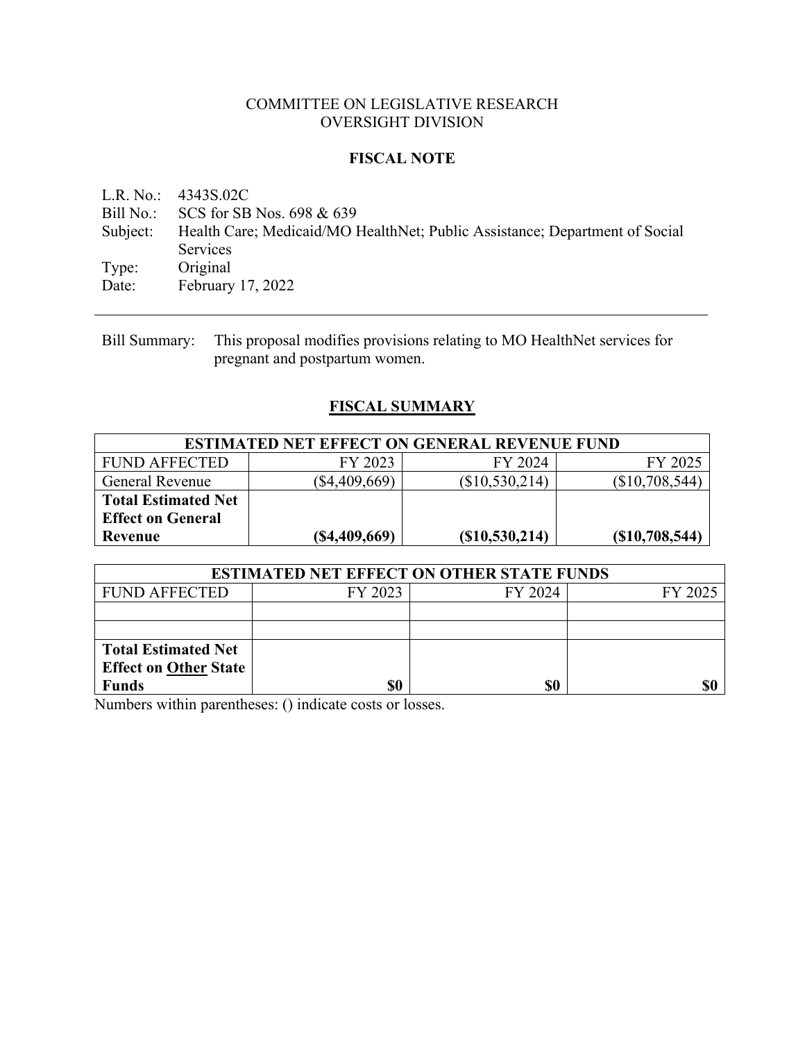COMMITTEE ON LEGISLATIVE RESEARCH
OVERSIGHT DIVISION

**FISCAL NOTE**

L.R. No.: 4343S.02C
Bill No.: SCS for SB Nos. 698 & 639
Subject: Health Care; Medicaid/MO HealthNet; Public Assistance; Department of Social Services
Type: Original
Date: February 17, 2022

---

Bill Summary: This proposal modifies provisions relating to MO HealthNet services for pregnant and postpartum women.

## FISCAL SUMMARY

| ESTIMATED NET EFFECT ON GENERAL REVENUE FUND | | | |
|---|---|---|---|
| FUND AFFECTED | FY 2023 | FY 2024 | FY 2025 |
| General Revenue | ($4,409,669) | ($10,530,214) | ($10,708,544) |
| **Total Estimated Net Effect on General Revenue** | **($4,409,669)** | **($10,530,214)** | **($10,708,544)** |

| ESTIMATED NET EFFECT ON OTHER STATE FUNDS | | | |
|---|---|---|---|
| FUND AFFECTED | FY 2023 | FY 2024 | FY 2025 |
| | | | |
| | | | |
| **Total Estimated Net Effect on Other State Funds** | **$0** | **$0** | **$0** |

Numbers within parentheses: () indicate costs or losses.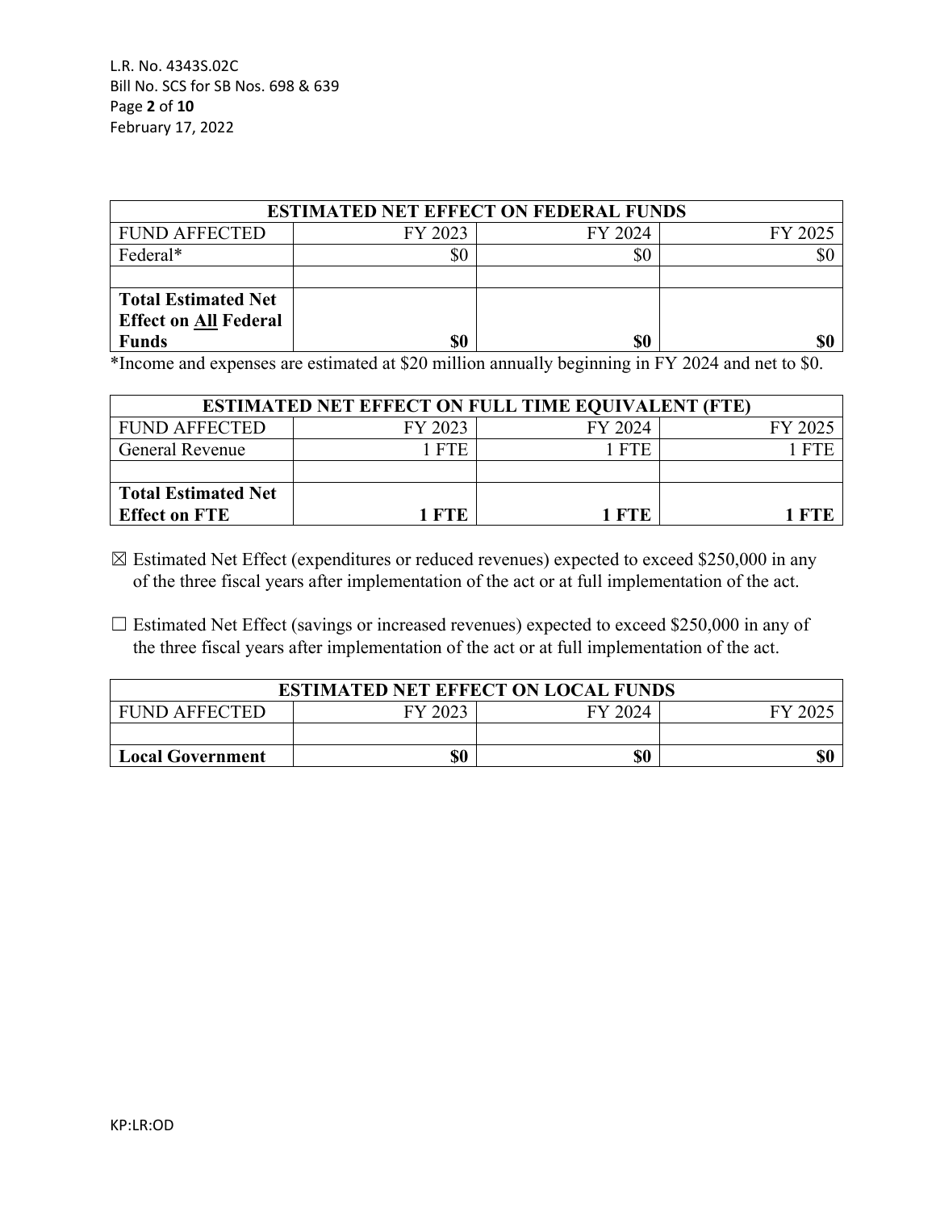| ESTIMATED NET EFFECT ON FEDERAL FUNDS | | | |
|---|---|---|---|
| FUND AFFECTED | FY 2023 | FY 2024 | FY 2025 |
| Federal* | $0 | $0 | $0 |
| | | | |
| **Total Estimated Net Effect on All Federal Funds** | **$0** | **$0** | **$0** |

*Income and expenses are estimated at $20 million annually beginning in FY 2024 and net to $0.

| ESTIMATED NET EFFECT ON FULL TIME EQUIVALENT (FTE) | | | |
|---|---|---|---|
| FUND AFFECTED | FY 2023 | FY 2024 | FY 2025 |
| General Revenue | 1 FTE | 1 FTE | 1 FTE |
| | | | |
| **Total Estimated Net Effect on FTE** | **1 FTE** | **1 FTE** | **1 FTE** |

☒ Estimated Net Effect (expenditures or reduced revenues) expected to exceed $250,000 in any of the three fiscal years after implementation of the act or at full implementation of the act.

☐ Estimated Net Effect (savings or increased revenues) expected to exceed $250,000 in any of the three fiscal years after implementation of the act or at full implementation of the act.

| ESTIMATED NET EFFECT ON LOCAL FUNDS | | | |
|---|---|---|---|
| FUND AFFECTED | FY 2023 | FY 2024 | FY 2025 |
| | | | |
| **Local Government** | **$0** | **$0** | **$0** |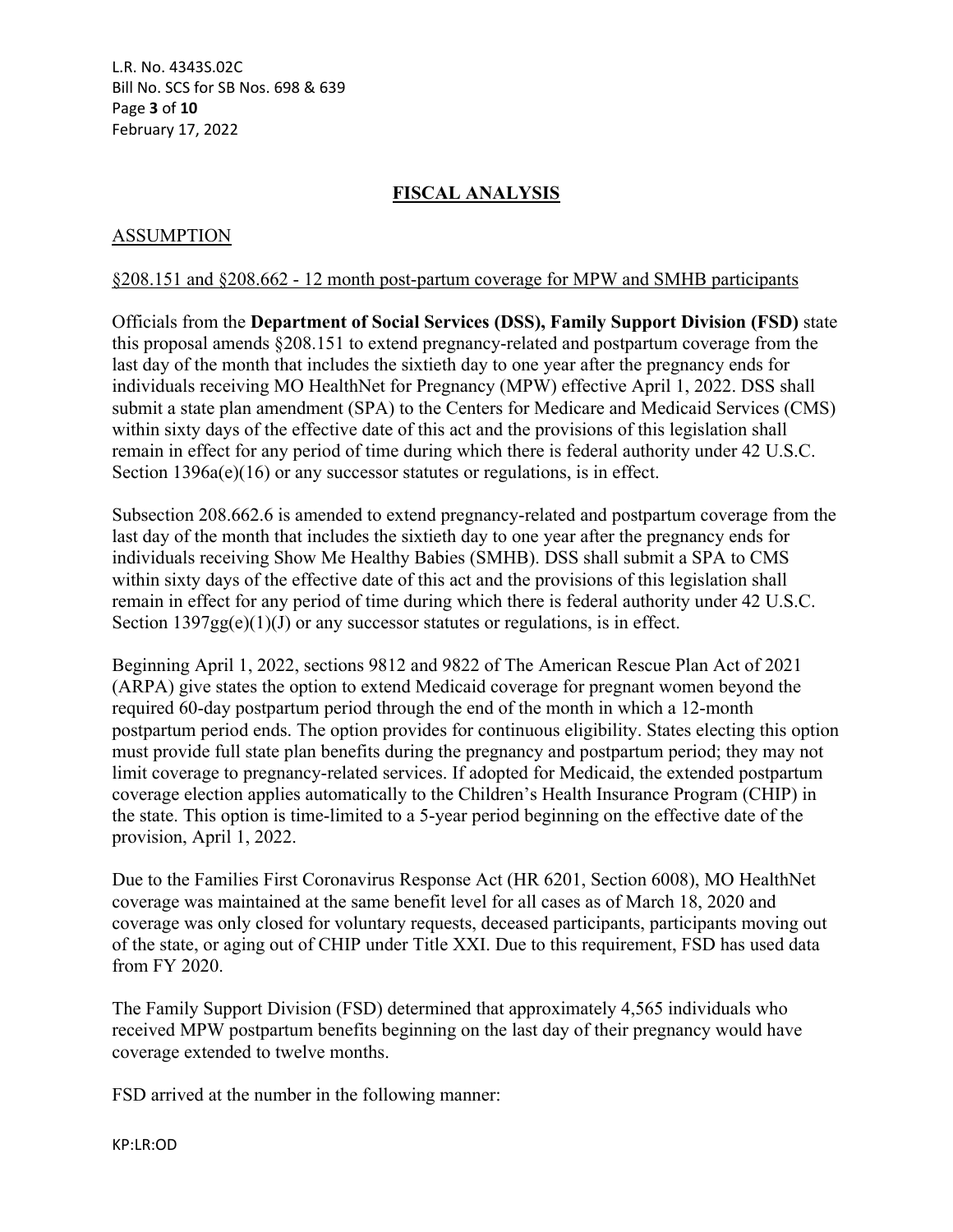## FISCAL ANALYSIS

### ASSUMPTION

§208.151 and §208.662 - 12 month post-partum coverage for MPW and SMHB participants

Officials from the **Department of Social Services (DSS), Family Support Division (FSD)** state this proposal amends §208.151 to extend pregnancy-related and postpartum coverage from the last day of the month that includes the sixtieth day to one year after the pregnancy ends for individuals receiving MO HealthNet for Pregnancy (MPW) effective April 1, 2022. DSS shall submit a state plan amendment (SPA) to the Centers for Medicare and Medicaid Services (CMS) within sixty days of the effective date of this act and the provisions of this legislation shall remain in effect for any period of time during which there is federal authority under 42 U.S.C. Section 1396a(e)(16) or any successor statutes or regulations, is in effect.

Subsection 208.662.6 is amended to extend pregnancy-related and postpartum coverage from the last day of the month that includes the sixtieth day to one year after the pregnancy ends for individuals receiving Show Me Healthy Babies (SMHB). DSS shall submit a SPA to CMS within sixty days of the effective date of this act and the provisions of this legislation shall remain in effect for any period of time during which there is federal authority under 42 U.S.C. Section 1397gg(e)(1)(J) or any successor statutes or regulations, is in effect.

Beginning April 1, 2022, sections 9812 and 9822 of The American Rescue Plan Act of 2021 (ARPA) give states the option to extend Medicaid coverage for pregnant women beyond the required 60-day postpartum period through the end of the month in which a 12-month postpartum period ends. The option provides for continuous eligibility. States electing this option must provide full state plan benefits during the pregnancy and postpartum period; they may not limit coverage to pregnancy-related services. If adopted for Medicaid, the extended postpartum coverage election applies automatically to the Children's Health Insurance Program (CHIP) in the state. This option is time-limited to a 5-year period beginning on the effective date of the provision, April 1, 2022.

Due to the Families First Coronavirus Response Act (HR 6201, Section 6008), MO HealthNet coverage was maintained at the same benefit level for all cases as of March 18, 2020 and coverage was only closed for voluntary requests, deceased participants, participants moving out of the state, or aging out of CHIP under Title XXI. Due to this requirement, FSD has used data from FY 2020.

The Family Support Division (FSD) determined that approximately 4,565 individuals who received MPW postpartum benefits beginning on the last day of their pregnancy would have coverage extended to twelve months.

FSD arrived at the number in the following manner: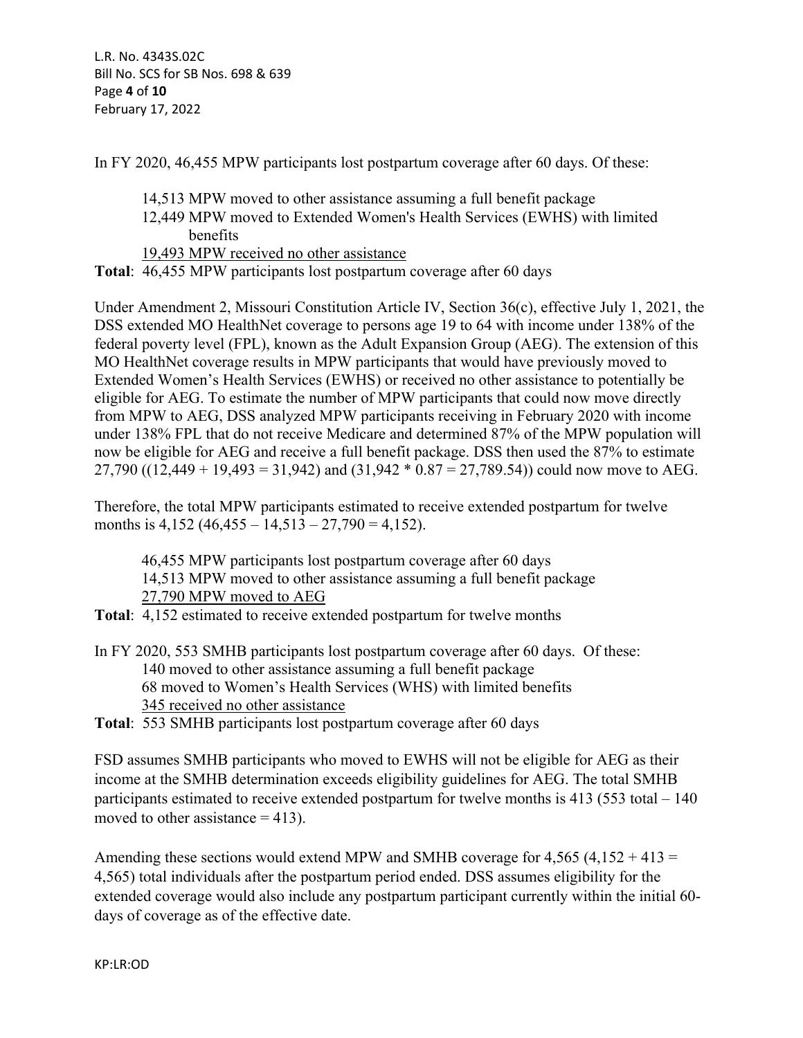In FY 2020, 46,455 MPW participants lost postpartum coverage after 60 days. Of these:

14,513 MPW moved to other assistance assuming a full benefit package
12,449 MPW moved to Extended Women's Health Services (EWHS) with limited benefits
<u>19,493 MPW received no other assistance</u>

**Total**: 46,455 MPW participants lost postpartum coverage after 60 days

Under Amendment 2, Missouri Constitution Article IV, Section 36(c), effective July 1, 2021, the DSS extended MO HealthNet coverage to persons age 19 to 64 with income under 138% of the federal poverty level (FPL), known as the Adult Expansion Group (AEG). The extension of this MO HealthNet coverage results in MPW participants that would have previously moved to Extended Women's Health Services (EWHS) or received no other assistance to potentially be eligible for AEG. To estimate the number of MPW participants that could now move directly from MPW to AEG, DSS analyzed MPW participants receiving in February 2020 with income under 138% FPL that do not receive Medicare and determined 87% of the MPW population will now be eligible for AEG and receive a full benefit package. DSS then used the 87% to estimate 27,790 ((12,449 + 19,493 = 31,942) and (31,942 * 0.87 = 27,789.54)) could now move to AEG.

Therefore, the total MPW participants estimated to receive extended postpartum for twelve months is 4,152 (46,455 – 14,513 – 27,790 = 4,152).

46,455 MPW participants lost postpartum coverage after 60 days
14,513 MPW moved to other assistance assuming a full benefit package
<u>27,790 MPW moved to AEG</u>

**Total**: 4,152 estimated to receive extended postpartum for twelve months

In FY 2020, 553 SMHB participants lost postpartum coverage after 60 days. Of these:
140 moved to other assistance assuming a full benefit package
68 moved to Women's Health Services (WHS) with limited benefits
<u>345 received no other assistance</u>

**Total**: 553 SMHB participants lost postpartum coverage after 60 days

FSD assumes SMHB participants who moved to EWHS will not be eligible for AEG as their income at the SMHB determination exceeds eligibility guidelines for AEG. The total SMHB participants estimated to receive extended postpartum for twelve months is 413 (553 total – 140 moved to other assistance = 413).

Amending these sections would extend MPW and SMHB coverage for 4,565 (4,152 + 413 = 4,565) total individuals after the postpartum period ended. DSS assumes eligibility for the extended coverage would also include any postpartum participant currently within the initial 60-days of coverage as of the effective date.

KP:LR:OD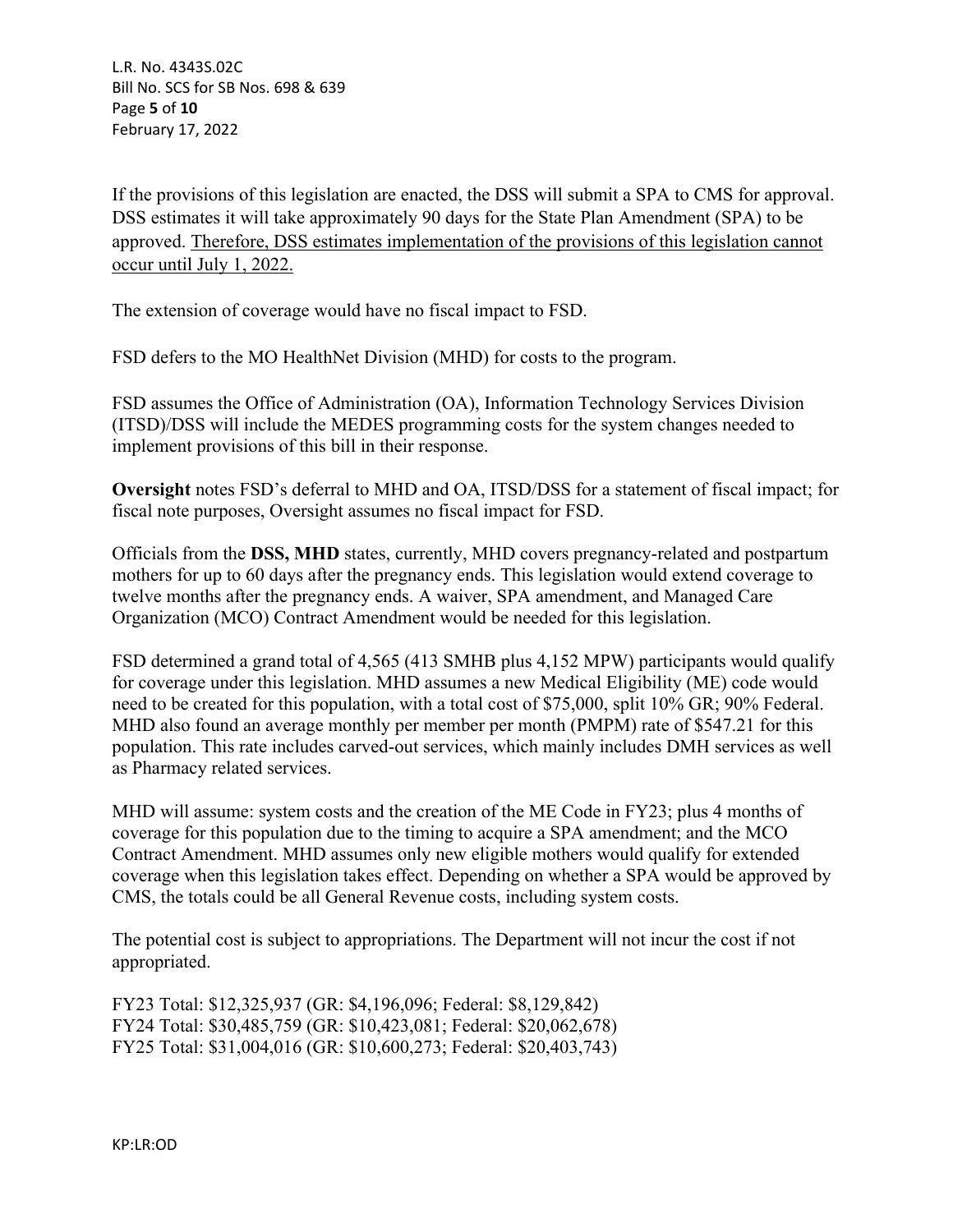If the provisions of this legislation are enacted, the DSS will submit a SPA to CMS for approval. DSS estimates it will take approximately 90 days for the State Plan Amendment (SPA) to be approved. <u>Therefore, DSS estimates implementation of the provisions of this legislation cannot occur until July 1, 2022.</u>

The extension of coverage would have no fiscal impact to FSD.

FSD defers to the MO HealthNet Division (MHD) for costs to the program.

FSD assumes the Office of Administration (OA), Information Technology Services Division (ITSD)/DSS will include the MEDES programming costs for the system changes needed to implement provisions of this bill in their response.

**Oversight** notes FSD's deferral to MHD and OA, ITSD/DSS for a statement of fiscal impact; for fiscal note purposes, Oversight assumes no fiscal impact for FSD.

Officials from the **DSS, MHD** states, currently, MHD covers pregnancy-related and postpartum mothers for up to 60 days after the pregnancy ends. This legislation would extend coverage to twelve months after the pregnancy ends. A waiver, SPA amendment, and Managed Care Organization (MCO) Contract Amendment would be needed for this legislation.

FSD determined a grand total of 4,565 (413 SMHB plus 4,152 MPW) participants would qualify for coverage under this legislation. MHD assumes a new Medical Eligibility (ME) code would need to be created for this population, with a total cost of $75,000, split 10% GR; 90% Federal. MHD also found an average monthly per member per month (PMPM) rate of $547.21 for this population. This rate includes carved-out services, which mainly includes DMH services as well as Pharmacy related services.

MHD will assume: system costs and the creation of the ME Code in FY23; plus 4 months of coverage for this population due to the timing to acquire a SPA amendment; and the MCO Contract Amendment. MHD assumes only new eligible mothers would qualify for extended coverage when this legislation takes effect. Depending on whether a SPA would be approved by CMS, the totals could be all General Revenue costs, including system costs.

The potential cost is subject to appropriations. The Department will not incur the cost if not appropriated.

FY23 Total: $12,325,937 (GR: $4,196,096; Federal: $8,129,842)
FY24 Total: $30,485,759 (GR: $10,423,081; Federal: $20,062,678)
FY25 Total: $31,004,016 (GR: $10,600,273; Federal: $20,403,743)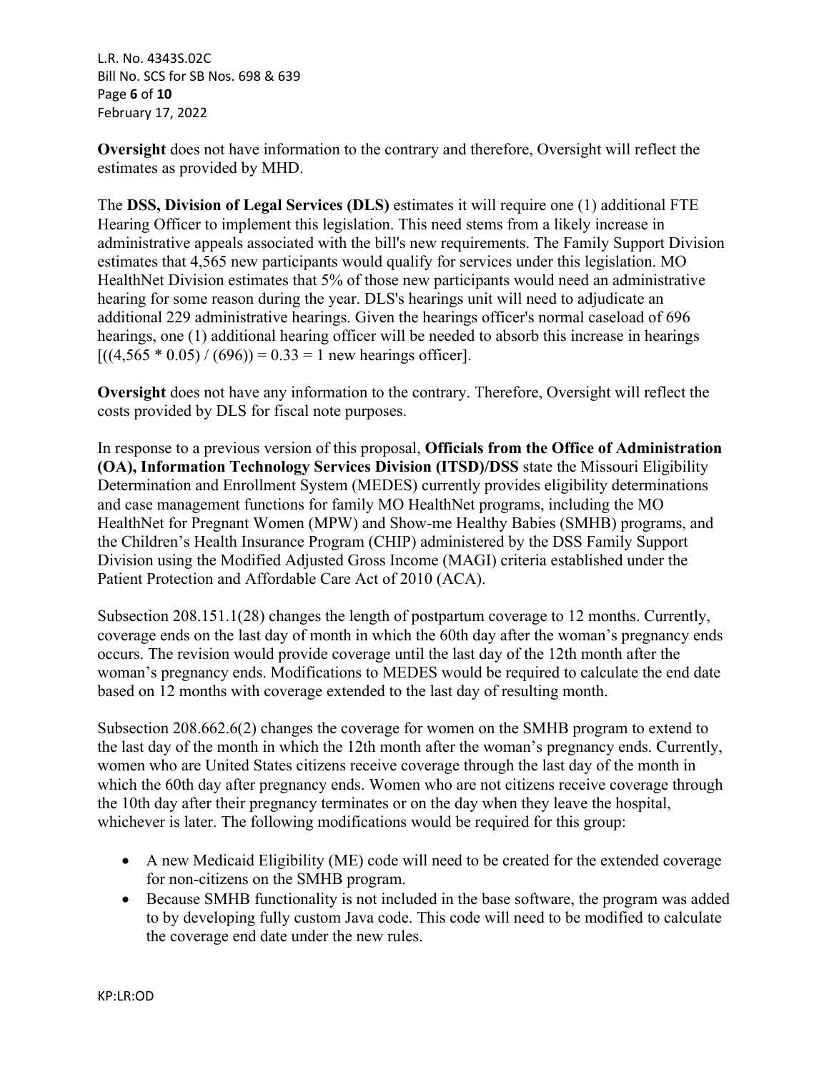**Oversight** does not have information to the contrary and therefore, Oversight will reflect the estimates as provided by MHD.

The **DSS, Division of Legal Services (DLS)** estimates it will require one (1) additional FTE Hearing Officer to implement this legislation. This need stems from a likely increase in administrative appeals associated with the bill's new requirements. The Family Support Division estimates that 4,565 new participants would qualify for services under this legislation. MO HealthNet Division estimates that 5% of those new participants would need an administrative hearing for some reason during the year. DLS's hearings unit will need to adjudicate an additional 229 administrative hearings. Given the hearings officer's normal caseload of 696 hearings, one (1) additional hearing officer will be needed to absorb this increase in hearings [((4,565 * 0.05) / (696)) = 0.33 = 1 new hearings officer].

**Oversight** does not have any information to the contrary. Therefore, Oversight will reflect the costs provided by DLS for fiscal note purposes.

In response to a previous version of this proposal, **Officials from the Office of Administration (OA), Information Technology Services Division (ITSD)/DSS** state the Missouri Eligibility Determination and Enrollment System (MEDES) currently provides eligibility determinations and case management functions for family MO HealthNet programs, including the MO HealthNet for Pregnant Women (MPW) and Show-me Healthy Babies (SMHB) programs, and the Children's Health Insurance Program (CHIP) administered by the DSS Family Support Division using the Modified Adjusted Gross Income (MAGI) criteria established under the Patient Protection and Affordable Care Act of 2010 (ACA).

Subsection 208.151.1(28) changes the length of postpartum coverage to 12 months. Currently, coverage ends on the last day of month in which the 60th day after the woman's pregnancy ends occurs. The revision would provide coverage until the last day of the 12th month after the woman's pregnancy ends. Modifications to MEDES would be required to calculate the end date based on 12 months with coverage extended to the last day of resulting month.

Subsection 208.662.6(2) changes the coverage for women on the SMHB program to extend to the last day of the month in which the 12th month after the woman's pregnancy ends. Currently, women who are United States citizens receive coverage through the last day of the month in which the 60th day after pregnancy ends. Women who are not citizens receive coverage through the 10th day after their pregnancy terminates or on the day when they leave the hospital, whichever is later. The following modifications would be required for this group:

- A new Medicaid Eligibility (ME) code will need to be created for the extended coverage for non-citizens on the SMHB program.
- Because SMHB functionality is not included in the base software, the program was added to by developing fully custom Java code. This code will need to be modified to calculate the coverage end date under the new rules.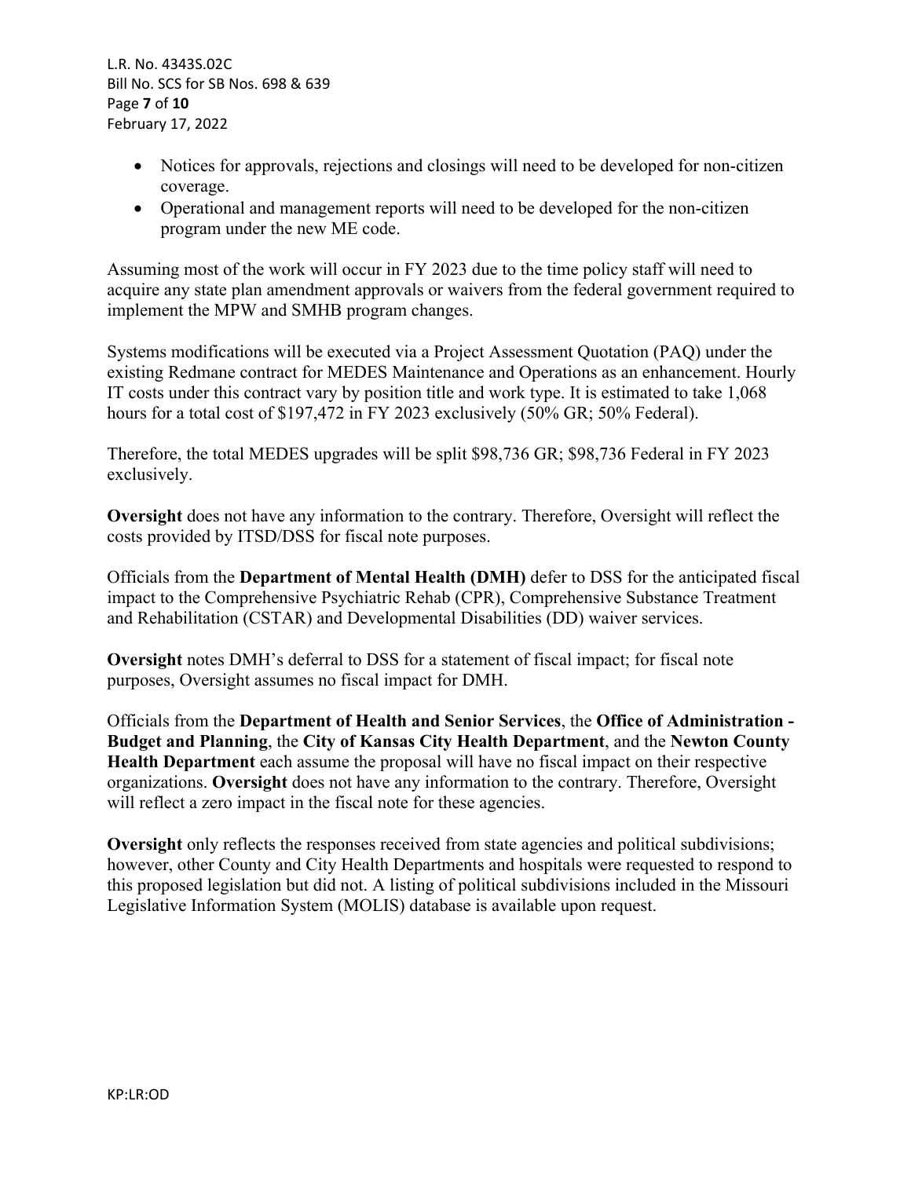- Notices for approvals, rejections and closings will need to be developed for non-citizen coverage.
- Operational and management reports will need to be developed for the non-citizen program under the new ME code.

Assuming most of the work will occur in FY 2023 due to the time policy staff will need to acquire any state plan amendment approvals or waivers from the federal government required to implement the MPW and SMHB program changes.

Systems modifications will be executed via a Project Assessment Quotation (PAQ) under the existing Redmane contract for MEDES Maintenance and Operations as an enhancement. Hourly IT costs under this contract vary by position title and work type. It is estimated to take 1,068 hours for a total cost of $197,472 in FY 2023 exclusively (50% GR; 50% Federal).

Therefore, the total MEDES upgrades will be split $98,736 GR; $98,736 Federal in FY 2023 exclusively.

**Oversight** does not have any information to the contrary. Therefore, Oversight will reflect the costs provided by ITSD/DSS for fiscal note purposes.

Officials from the **Department of Mental Health (DMH)** defer to DSS for the anticipated fiscal impact to the Comprehensive Psychiatric Rehab (CPR), Comprehensive Substance Treatment and Rehabilitation (CSTAR) and Developmental Disabilities (DD) waiver services.

**Oversight** notes DMH's deferral to DSS for a statement of fiscal impact; for fiscal note purposes, Oversight assumes no fiscal impact for DMH.

Officials from the **Department of Health and Senior Services**, the **Office of Administration - Budget and Planning**, the **City of Kansas City Health Department**, and the **Newton County Health Department** each assume the proposal will have no fiscal impact on their respective organizations. **Oversight** does not have any information to the contrary. Therefore, Oversight will reflect a zero impact in the fiscal note for these agencies.

**Oversight** only reflects the responses received from state agencies and political subdivisions; however, other County and City Health Departments and hospitals were requested to respond to this proposed legislation but did not. A listing of political subdivisions included in the Missouri Legislative Information System (MOLIS) database is available upon request.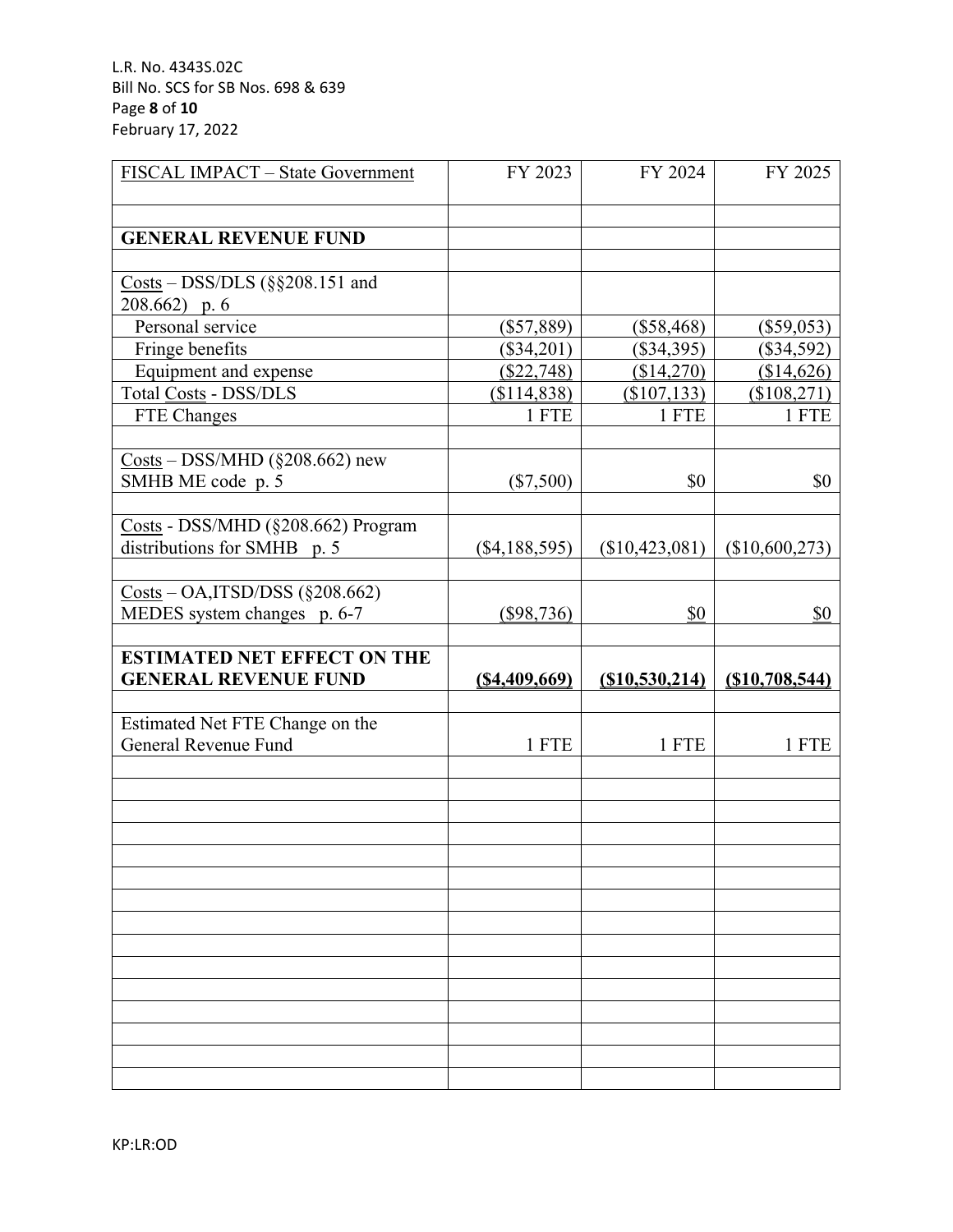| FISCAL IMPACT – State Government | FY 2023 | FY 2024 | FY 2025 |
|---|---|---|---|
| | | | |
| **GENERAL REVENUE FUND** | | | |
| | | | |
| Costs – DSS/DLS (§§208.151 and 208.662) p. 6 | | | |
| Personal service | ($57,889) | ($58,468) | ($59,053) |
| Fringe benefits | ($34,201) | ($34,395) | ($34,592) |
| Equipment and expense | ($22,748) | ($14,270) | ($14,626) |
| Total Costs - DSS/DLS | ($114,838) | ($107,133) | ($108,271) |
| FTE Changes | 1 FTE | 1 FTE | 1 FTE |
| | | | |
| Costs – DSS/MHD (§208.662) new SMHB ME code p. 5 | ($7,500) | $0 | $0 |
| | | | |
| Costs - DSS/MHD (§208.662) Program distributions for SMHB p. 5 | ($4,188,595) | ($10,423,081) | ($10,600,273) |
| | | | |
| Costs – OA,ITSD/DSS (§208.662) MEDES system changes p. 6-7 | ($98,736) | $0 | $0 |
| | | | |
| **ESTIMATED NET EFFECT ON THE GENERAL REVENUE FUND** | **($4,409,669)** | **($10,530,214)** | **($10,708,544)** |
| | | | |
| Estimated Net FTE Change on the General Revenue Fund | 1 FTE | 1 FTE | 1 FTE |

KP:LR:OD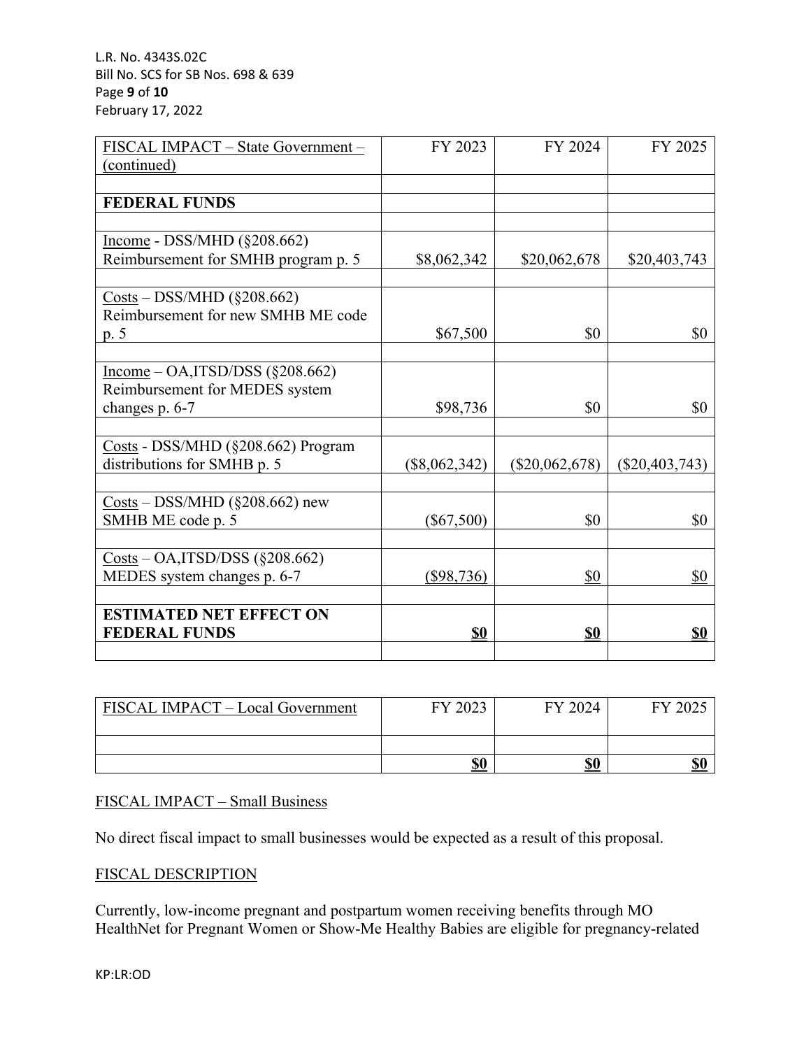| FISCAL IMPACT – State Government – (continued) | FY 2023 | FY 2024 | FY 2025 |
|---|---|---|---|
| | | | |
| **FEDERAL FUNDS** | | | |
| | | | |
| Income - DSS/MHD (§208.662) Reimbursement for SMHB program p. 5 | $8,062,342 | $20,062,678 | $20,403,743 |
| | | | |
| Costs – DSS/MHD (§208.662) Reimbursement for new SMHB ME code p. 5 | $67,500 | $0 | $0 |
| | | | |
| Income – OA,ITSD/DSS (§208.662) Reimbursement for MEDES system changes p. 6-7 | $98,736 | $0 | $0 |
| | | | |
| Costs - DSS/MHD (§208.662) Program distributions for SMHB p. 5 | ($8,062,342) | ($20,062,678) | ($20,403,743) |
| | | | |
| Costs – DSS/MHD (§208.662) new SMHB ME code p. 5 | ($67,500) | $0 | $0 |
| | | | |
| Costs – OA,ITSD/DSS (§208.662) MEDES system changes p. 6-7 | ($98,736) | $0 | $0 |
| | | | |
| **ESTIMATED NET EFFECT ON FEDERAL FUNDS** | **$0** | **$0** | **$0** |
| | | | |

| FISCAL IMPACT – Local Government | FY 2023 | FY 2024 | FY 2025 |
|---|---|---|---|
| | | | |
| | **$0** | **$0** | **$0** |

FISCAL IMPACT – Small Business

No direct fiscal impact to small businesses would be expected as a result of this proposal.

FISCAL DESCRIPTION

Currently, low-income pregnant and postpartum women receiving benefits through MO HealthNet for Pregnant Women or Show-Me Healthy Babies are eligible for pregnancy-related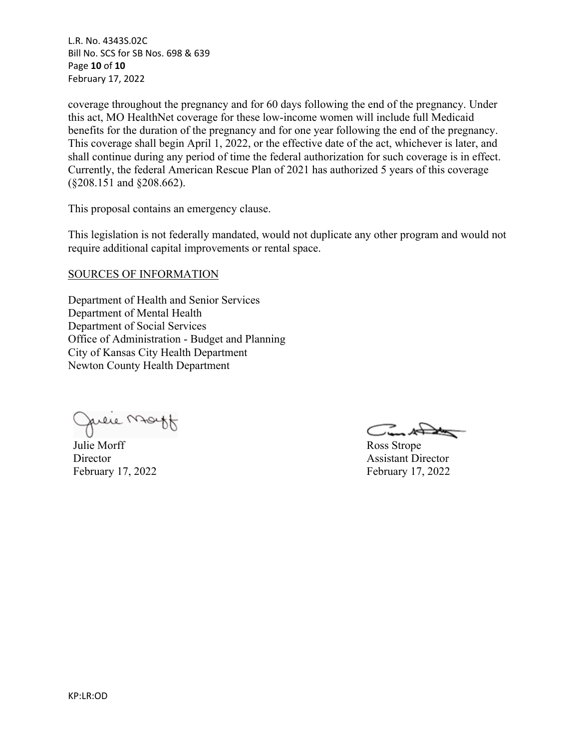coverage throughout the pregnancy and for 60 days following the end of the pregnancy. Under this act, MO HealthNet coverage for these low-income women will include full Medicaid benefits for the duration of the pregnancy and for one year following the end of the pregnancy. This coverage shall begin April 1, 2022, or the effective date of the act, whichever is later, and shall continue during any period of time the federal authorization for such coverage is in effect. Currently, the federal American Rescue Plan of 2021 has authorized 5 years of this coverage (§208.151 and §208.662).

This proposal contains an emergency clause.

This legislation is not federally mandated, would not duplicate any other program and would not require additional capital improvements or rental space.

SOURCES OF INFORMATION

Department of Health and Senior Services
Department of Mental Health
Department of Social Services
Office of Administration - Budget and Planning
City of Kansas City Health Department
Newton County Health Department

Julie Morff
Director
February 17, 2022

Ross Strope
Assistant Director
February 17, 2022

KP:LR:OD